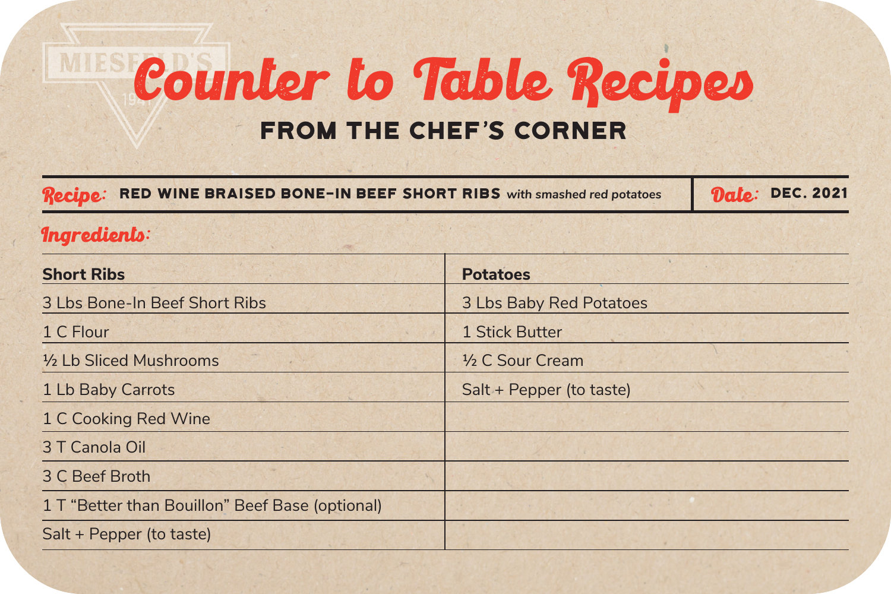# Counter to Table Recipes

## FROM THE CHEF'S CORNER

**Recipe:** RED WINE BRAISED BONE-IN BEEF SHORT RIBS *with smashed red potatoes* | **Date:** DEC. 2021

### Ingredients:

| Short Ribs | Potatoes |
|---|---|
| 3 Lbs Bone-In Beef Short Ribs | 3 Lbs Baby Red Potatoes |
| 1 C Flour | 1 Stick Butter |
| ½ Lb Sliced Mushrooms | ½ C Sour Cream |
| 1 Lb Baby Carrots | Salt + Pepper (to taste) |
| 1 C Cooking Red Wine | |
| 3 T Canola Oil | |
| 3 C Beef Broth | |
| 1 T "Better than Bouillon" Beef Base (optional) | |
| Salt + Pepper (to taste) | |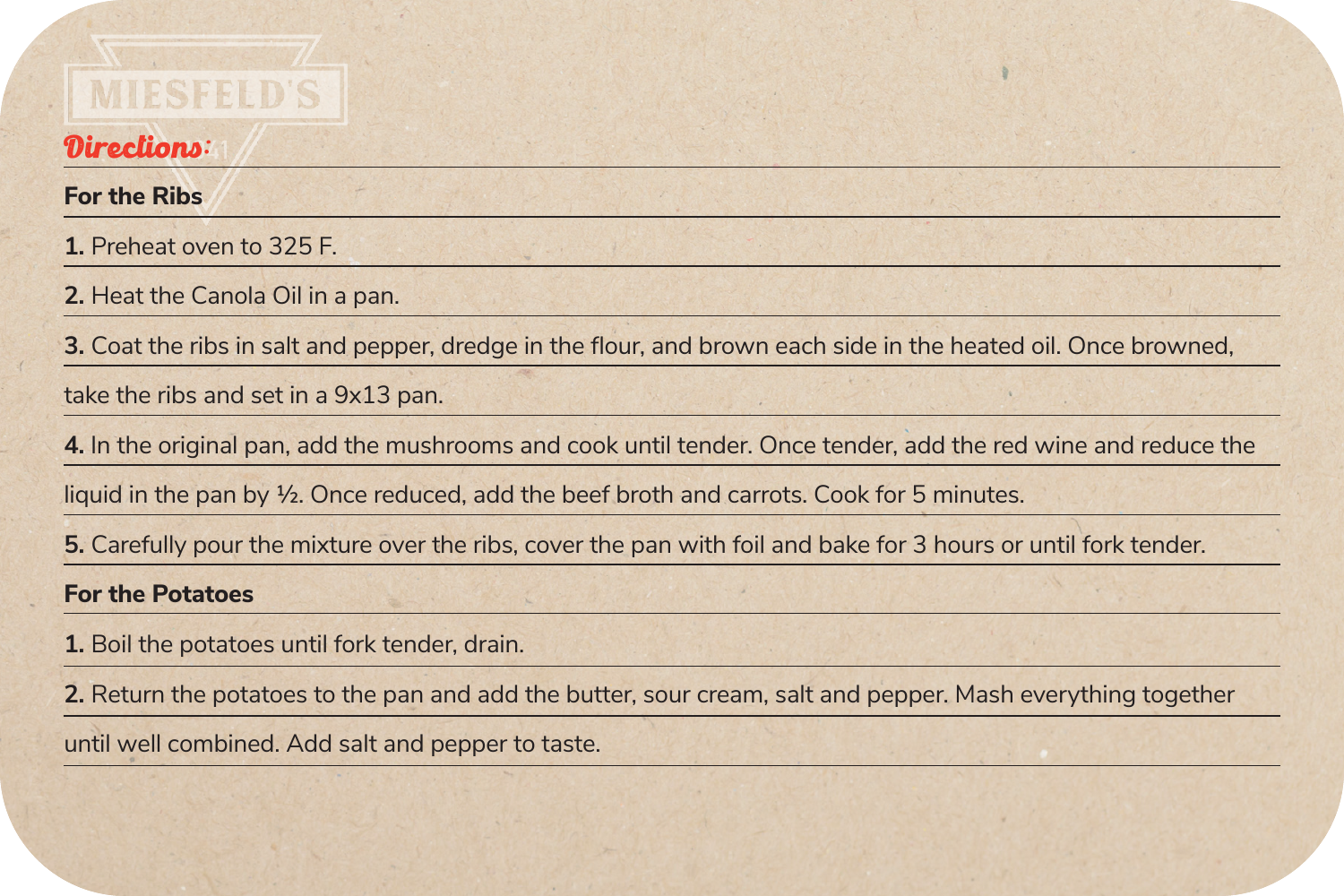## Directions:

### For the Ribs

1. Preheat oven to 325 F.
2. Heat the Canola Oil in a pan.
3. Coat the ribs in salt and pepper, dredge in the flour, and brown each side in the heated oil. Once browned, take the ribs and set in a 9x13 pan.
4. In the original pan, add the mushrooms and cook until tender. Once tender, add the red wine and reduce the liquid in the pan by ½. Once reduced, add the beef broth and carrots. Cook for 5 minutes.
5. Carefully pour the mixture over the ribs, cover the pan with foil and bake for 3 hours or until fork tender.

### For the Potatoes

1. Boil the potatoes until fork tender, drain.
2. Return the potatoes to the pan and add the butter, sour cream, salt and pepper. Mash everything together until well combined. Add salt and pepper to taste.